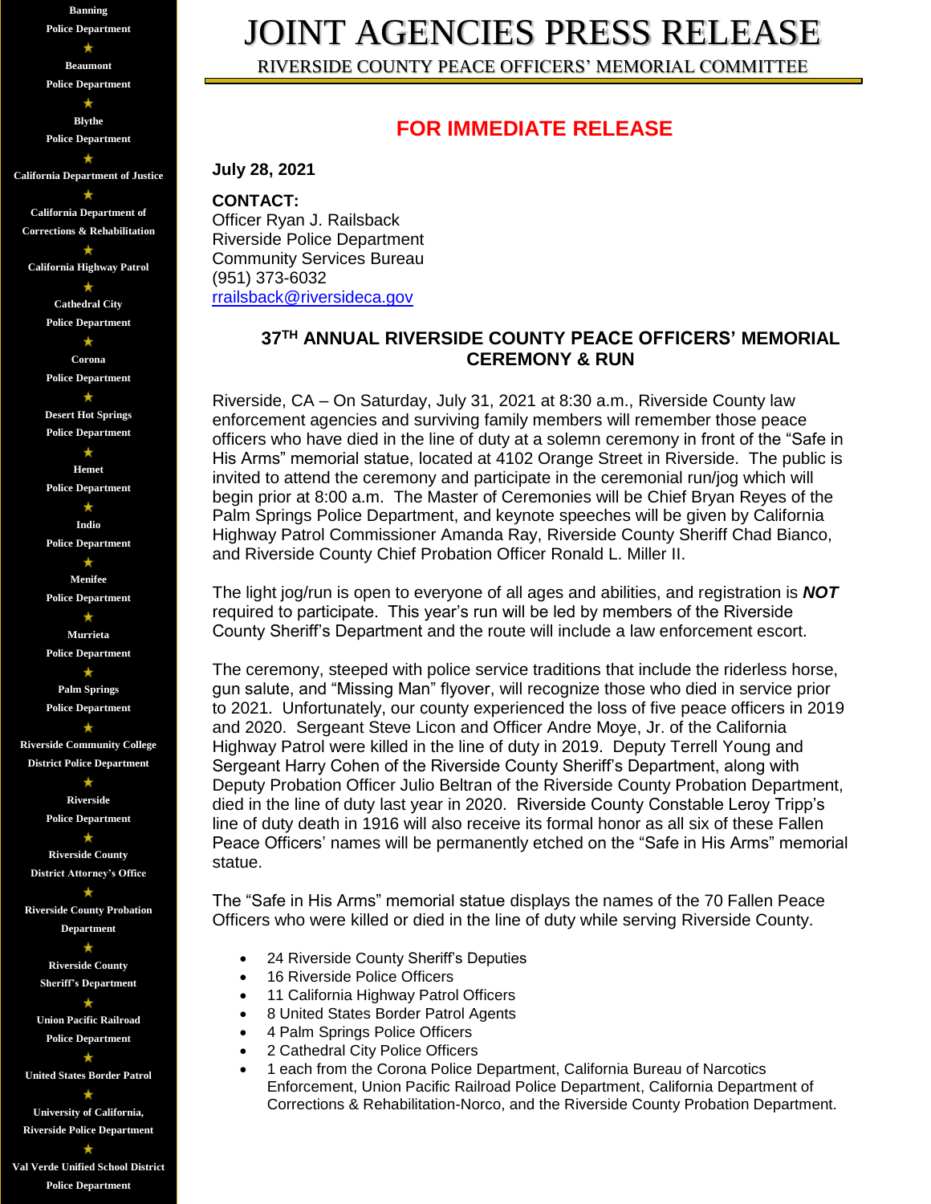Banning
Police Department

Beaumont
Police Department

Blythe
Police Department

California Department of Justice

California Department of
Corrections & Rehabilitation

California Highway Patrol

Cathedral City
Police Department

Corona
Police Department

Desert Hot Springs
Police Department

Hemet
Police Department

Indio
Police Department

Menifee
Police Department

Murrieta
Police Department

Palm Springs
Police Department

Riverside Community College
District Police Department

Riverside
Police Department

Riverside County
District Attorney's Office

Riverside County Probation
Department

Riverside County
Sheriff's Department

Union Pacific Railroad
Police Department

United States Border Patrol

University of California,
Riverside Police Department

Val Verde Unified School District
Police Department

# JOINT AGENCIES PRESS RELEASE

RIVERSIDE COUNTY PEACE OFFICERS' MEMORIAL COMMITTEE

## FOR IMMEDIATE RELEASE

**July 28, 2021**

**CONTACT:**
Officer Ryan J. Railsback
Riverside Police Department
Community Services Bureau
(951) 373-6032
rrailsback@riversideca.gov

### 37TH ANNUAL RIVERSIDE COUNTY PEACE OFFICERS' MEMORIAL CEREMONY & RUN

Riverside, CA – On Saturday, July 31, 2021 at 8:30 a.m., Riverside County law enforcement agencies and surviving family members will remember those peace officers who have died in the line of duty at a solemn ceremony in front of the "Safe in His Arms" memorial statue, located at 4102 Orange Street in Riverside. The public is invited to attend the ceremony and participate in the ceremonial run/jog which will begin prior at 8:00 a.m. The Master of Ceremonies will be Chief Bryan Reyes of the Palm Springs Police Department, and keynote speeches will be given by California Highway Patrol Commissioner Amanda Ray, Riverside County Sheriff Chad Bianco, and Riverside County Chief Probation Officer Ronald L. Miller II.

The light jog/run is open to everyone of all ages and abilities, and registration is ***NOT*** required to participate. This year's run will be led by members of the Riverside County Sheriff's Department and the route will include a law enforcement escort.

The ceremony, steeped with police service traditions that include the riderless horse, gun salute, and "Missing Man" flyover, will recognize those who died in service prior to 2021. Unfortunately, our county experienced the loss of five peace officers in 2019 and 2020. Sergeant Steve Licon and Officer Andre Moye, Jr. of the California Highway Patrol were killed in the line of duty in 2019. Deputy Terrell Young and Sergeant Harry Cohen of the Riverside County Sheriff's Department, along with Deputy Probation Officer Julio Beltran of the Riverside County Probation Department, died in the line of duty last year in 2020. Riverside County Constable Leroy Tripp's line of duty death in 1916 will also receive its formal honor as all six of these Fallen Peace Officers' names will be permanently etched on the "Safe in His Arms" memorial statue.

The "Safe in His Arms" memorial statue displays the names of the 70 Fallen Peace Officers who were killed or died in the line of duty while serving Riverside County.

- 24 Riverside County Sheriff's Deputies
- 16 Riverside Police Officers
- 11 California Highway Patrol Officers
- 8 United States Border Patrol Agents
- 4 Palm Springs Police Officers
- 2 Cathedral City Police Officers
- 1 each from the Corona Police Department, California Bureau of Narcotics Enforcement, Union Pacific Railroad Police Department, California Department of Corrections & Rehabilitation-Norco, and the Riverside County Probation Department.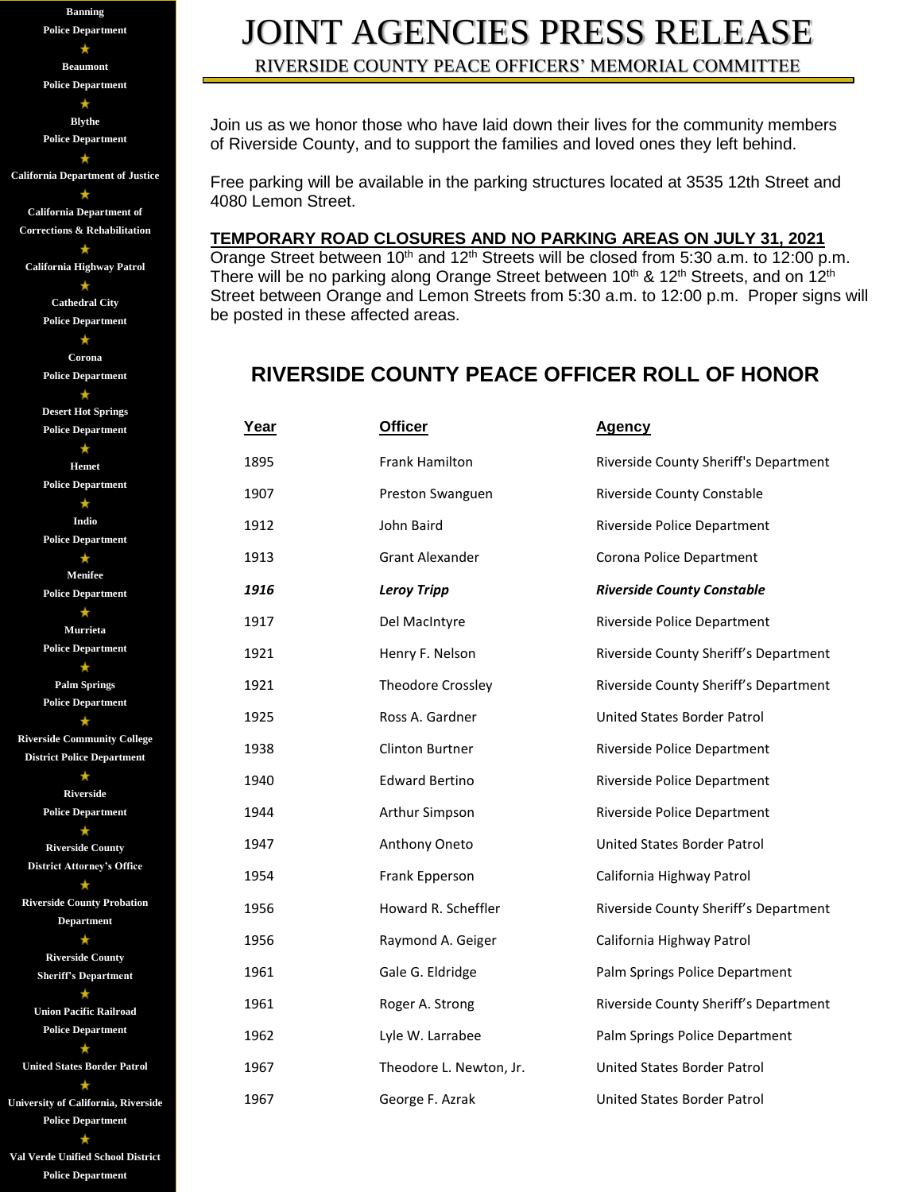Banning
Police Department

Beaumont
Police Department

Blythe
Police Department

California Department of Justice

California Department of Corrections & Rehabilitation

California Highway Patrol

Cathedral City
Police Department

Corona
Police Department

Desert Hot Springs
Police Department

Hemet
Police Department

Indio
Police Department

Menifee
Police Department

Murrieta
Police Department

Palm Springs
Police Department

Riverside Community College District Police Department

Riverside
Police Department

Riverside County
District Attorney's Office

Riverside County Probation Department

Riverside County
Sheriff's Department

Union Pacific Railroad
Police Department

United States Border Patrol

University of California, Riverside
Police Department

Val Verde Unified School District
Police Department

# JOINT AGENCIES PRESS RELEASE

RIVERSIDE COUNTY PEACE OFFICERS' MEMORIAL COMMITTEE

Join us as we honor those who have laid down their lives for the community members of Riverside County, and to support the families and loved ones they left behind.

Free parking will be available in the parking structures located at 3535 12th Street and 4080 Lemon Street.

**TEMPORARY ROAD CLOSURES AND NO PARKING AREAS ON JULY 31, 2021**

Orange Street between 10th and 12th Streets will be closed from 5:30 a.m. to 12:00 p.m. There will be no parking along Orange Street between 10th & 12th Streets, and on 12th Street between Orange and Lemon Streets from 5:30 a.m. to 12:00 p.m. Proper signs will be posted in these affected areas.

## RIVERSIDE COUNTY PEACE OFFICER ROLL OF HONOR

| Year | Officer | Agency |
|---|---|---|
| 1895 | Frank Hamilton | Riverside County Sheriff's Department |
| 1907 | Preston Swanguen | Riverside County Constable |
| 1912 | John Baird | Riverside Police Department |
| 1913 | Grant Alexander | Corona Police Department |
| ***1916*** | ***Leroy Tripp*** | ***Riverside County Constable*** |
| 1917 | Del MacIntyre | Riverside Police Department |
| 1921 | Henry F. Nelson | Riverside County Sheriff's Department |
| 1921 | Theodore Crossley | Riverside County Sheriff's Department |
| 1925 | Ross A. Gardner | United States Border Patrol |
| 1938 | Clinton Burtner | Riverside Police Department |
| 1940 | Edward Bertino | Riverside Police Department |
| 1944 | Arthur Simpson | Riverside Police Department |
| 1947 | Anthony Oneto | United States Border Patrol |
| 1954 | Frank Epperson | California Highway Patrol |
| 1956 | Howard R. Scheffler | Riverside County Sheriff's Department |
| 1956 | Raymond A. Geiger | California Highway Patrol |
| 1961 | Gale G. Eldridge | Palm Springs Police Department |
| 1961 | Roger A. Strong | Riverside County Sheriff's Department |
| 1962 | Lyle W. Larrabee | Palm Springs Police Department |
| 1967 | Theodore L. Newton, Jr. | United States Border Patrol |
| 1967 | George F. Azrak | United States Border Patrol |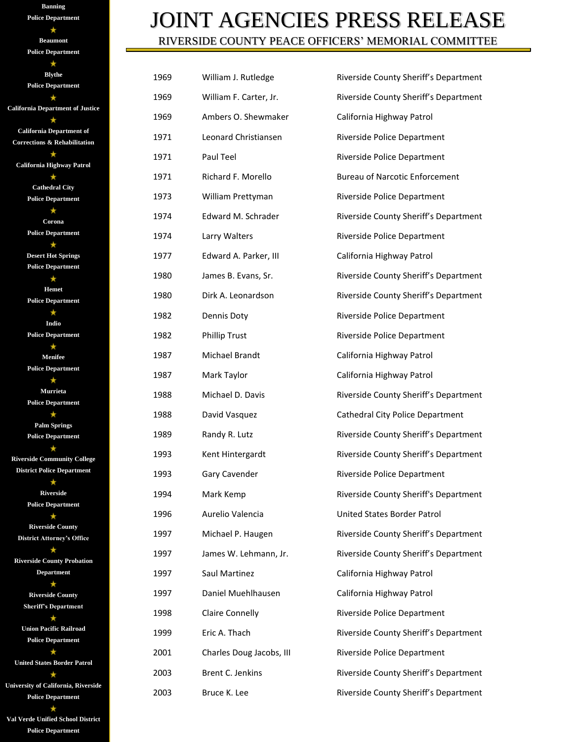# JOINT AGENCIES PRESS RELEASE

## RIVERSIDE COUNTY PEACE OFFICERS' MEMORIAL COMMITTEE

Banning Police Department
★
Beaumont Police Department
★
Blythe Police Department
★
California Department of Justice
★
California Department of Corrections & Rehabilitation
★
California Highway Patrol
★
Cathedral City Police Department
★
Corona Police Department
★
Desert Hot Springs Police Department
★
Hemet Police Department
★
Indio Police Department
★
Menifee Police Department
★
Murrieta Police Department
★
Palm Springs Police Department
★
Riverside Community College District Police Department
★
Riverside Police Department
★
Riverside County District Attorney's Office
★
Riverside County Probation Department
★
Riverside County Sheriff's Department
★
Union Pacific Railroad Police Department
★
United States Border Patrol
★
University of California, Riverside Police Department
★
Val Verde Unified School District Police Department

| | | |
|---|---|---|
| 1969 | William J. Rutledge | Riverside County Sheriff's Department |
| 1969 | William F. Carter, Jr. | Riverside County Sheriff's Department |
| 1969 | Ambers O. Shewmaker | California Highway Patrol |
| 1971 | Leonard Christiansen | Riverside Police Department |
| 1971 | Paul Teel | Riverside Police Department |
| 1971 | Richard F. Morello | Bureau of Narcotic Enforcement |
| 1973 | William Prettyman | Riverside Police Department |
| 1974 | Edward M. Schrader | Riverside County Sheriff's Department |
| 1974 | Larry Walters | Riverside Police Department |
| 1977 | Edward A. Parker, III | California Highway Patrol |
| 1980 | James B. Evans, Sr. | Riverside County Sheriff's Department |
| 1980 | Dirk A. Leonardson | Riverside County Sheriff's Department |
| 1982 | Dennis Doty | Riverside Police Department |
| 1982 | Phillip Trust | Riverside Police Department |
| 1987 | Michael Brandt | California Highway Patrol |
| 1987 | Mark Taylor | California Highway Patrol |
| 1988 | Michael D. Davis | Riverside County Sheriff's Department |
| 1988 | David Vasquez | Cathedral City Police Department |
| 1989 | Randy R. Lutz | Riverside County Sheriff's Department |
| 1993 | Kent Hintergardt | Riverside County Sheriff's Department |
| 1993 | Gary Cavender | Riverside Police Department |
| 1994 | Mark Kemp | Riverside County Sheriff's Department |
| 1996 | Aurelio Valencia | United States Border Patrol |
| 1997 | Michael P. Haugen | Riverside County Sheriff's Department |
| 1997 | James W. Lehmann, Jr. | Riverside County Sheriff's Department |
| 1997 | Saul Martinez | California Highway Patrol |
| 1997 | Daniel Muehlhausen | California Highway Patrol |
| 1998 | Claire Connelly | Riverside Police Department |
| 1999 | Eric A. Thach | Riverside County Sheriff's Department |
| 2001 | Charles Doug Jacobs, III | Riverside Police Department |
| 2003 | Brent C. Jenkins | Riverside County Sheriff's Department |
| 2003 | Bruce K. Lee | Riverside County Sheriff's Department |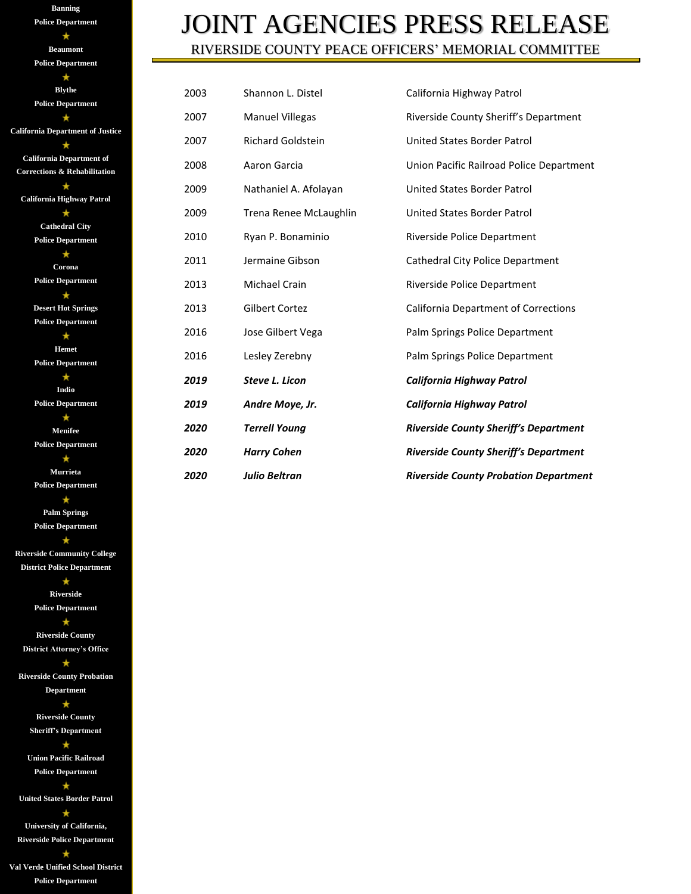| | | |
|---|---|---|
| 2003 | Shannon L. Distel | California Highway Patrol |
| 2007 | Manuel Villegas | Riverside County Sheriff's Department |
| 2007 | Richard Goldstein | United States Border Patrol |
| 2008 | Aaron Garcia | Union Pacific Railroad Police Department |
| 2009 | Nathaniel A. Afolayan | United States Border Patrol |
| 2009 | Trena Renee McLaughlin | United States Border Patrol |
| 2010 | Ryan P. Bonaminio | Riverside Police Department |
| 2011 | Jermaine Gibson | Cathedral City Police Department |
| 2013 | Michael Crain | Riverside Police Department |
| 2013 | Gilbert Cortez | California Department of Corrections |
| 2016 | Jose Gilbert Vega | Palm Springs Police Department |
| 2016 | Lesley Zerebny | Palm Springs Police Department |
| ***2019*** | ***Steve L. Licon*** | ***California Highway Patrol*** |
| ***2019*** | ***Andre Moye, Jr.*** | ***California Highway Patrol*** |
| ***2020*** | ***Terrell Young*** | ***Riverside County Sheriff's Department*** |
| ***2020*** | ***Harry Cohen*** | ***Riverside County Sheriff's Department*** |
| ***2020*** | ***Julio Beltran*** | ***Riverside County Probation Department*** |